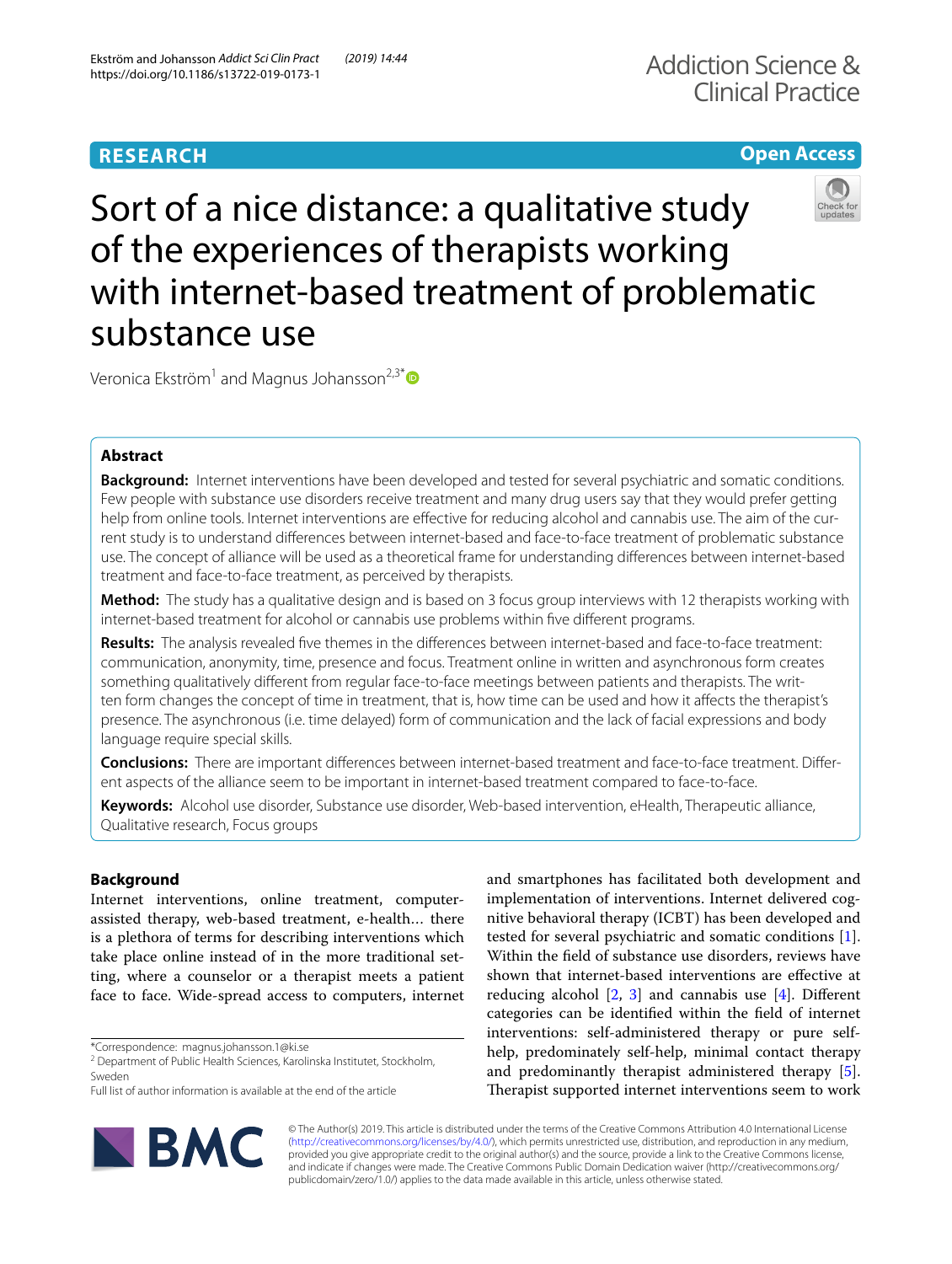RESEARCH

Open Access

# Sort of a nice distance: a qualitative study of the experiences of therapists working with internet-based treatment of problematic substance use

Veronica Ekström[1] and Magnus Johansson[2,3*]

## Abstract

**Background:** Internet interventions have been developed and tested for several psychiatric and somatic conditions. Few people with substance use disorders receive treatment and many drug users say that they would prefer getting help from online tools. Internet interventions are effective for reducing alcohol and cannabis use. The aim of the current study is to understand differences between internet-based and face-to-face treatment of problematic substance use. The concept of alliance will be used as a theoretical frame for understanding differences between internet-based treatment and face-to-face treatment, as perceived by therapists.

**Method:** The study has a qualitative design and is based on 3 focus group interviews with 12 therapists working with internet-based treatment for alcohol or cannabis use problems within five different programs.

**Results:** The analysis revealed five themes in the differences between internet-based and face-to-face treatment: communication, anonymity, time, presence and focus. Treatment online in written and asynchronous form creates something qualitatively different from regular face-to-face meetings between patients and therapists. The written form changes the concept of time in treatment, that is, how time can be used and how it affects the therapist's presence. The asynchronous (i.e. time delayed) form of communication and the lack of facial expressions and body language require special skills.

**Conclusions:** There are important differences between internet-based treatment and face-to-face treatment. Different aspects of the alliance seem to be important in internet-based treatment compared to face-to-face.

**Keywords:** Alcohol use disorder, Substance use disorder, Web-based intervention, eHealth, Therapeutic alliance, Qualitative research, Focus groups

## Background

Internet interventions, online treatment, computer-assisted therapy, web-based treatment, e-health… there is a plethora of terms for describing interventions which take place online instead of in the more traditional setting, where a counselor or a therapist meets a patient face to face. Wide-spread access to computers, internet and smartphones has facilitated both development and implementation of interventions. Internet delivered cognitive behavioral therapy (ICBT) has been developed and tested for several psychiatric and somatic conditions [1]. Within the field of substance use disorders, reviews have shown that internet-based interventions are effective at reducing alcohol [2, 3] and cannabis use [4]. Different categories can be identified within the field of internet interventions: self-administered therapy or pure self-help, predominately self-help, minimal contact therapy and predominantly therapist administered therapy [5]. Therapist supported internet interventions seem to work

*Correspondence: magnus.johansson.1@ki.se

[2] Department of Public Health Sciences, Karolinska Institutet, Stockholm, Sweden

Full list of author information is available at the end of the article

© The Author(s) 2019. This article is distributed under the terms of the Creative Commons Attribution 4.0 International License (http://creativecommons.org/licenses/by/4.0/), which permits unrestricted use, distribution, and reproduction in any medium, provided you give appropriate credit to the original author(s) and the source, provide a link to the Creative Commons license, and indicate if changes were made. The Creative Commons Public Domain Dedication waiver (http://creativecommons.org/publicdomain/zero/1.0/) applies to the data made available in this article, unless otherwise stated.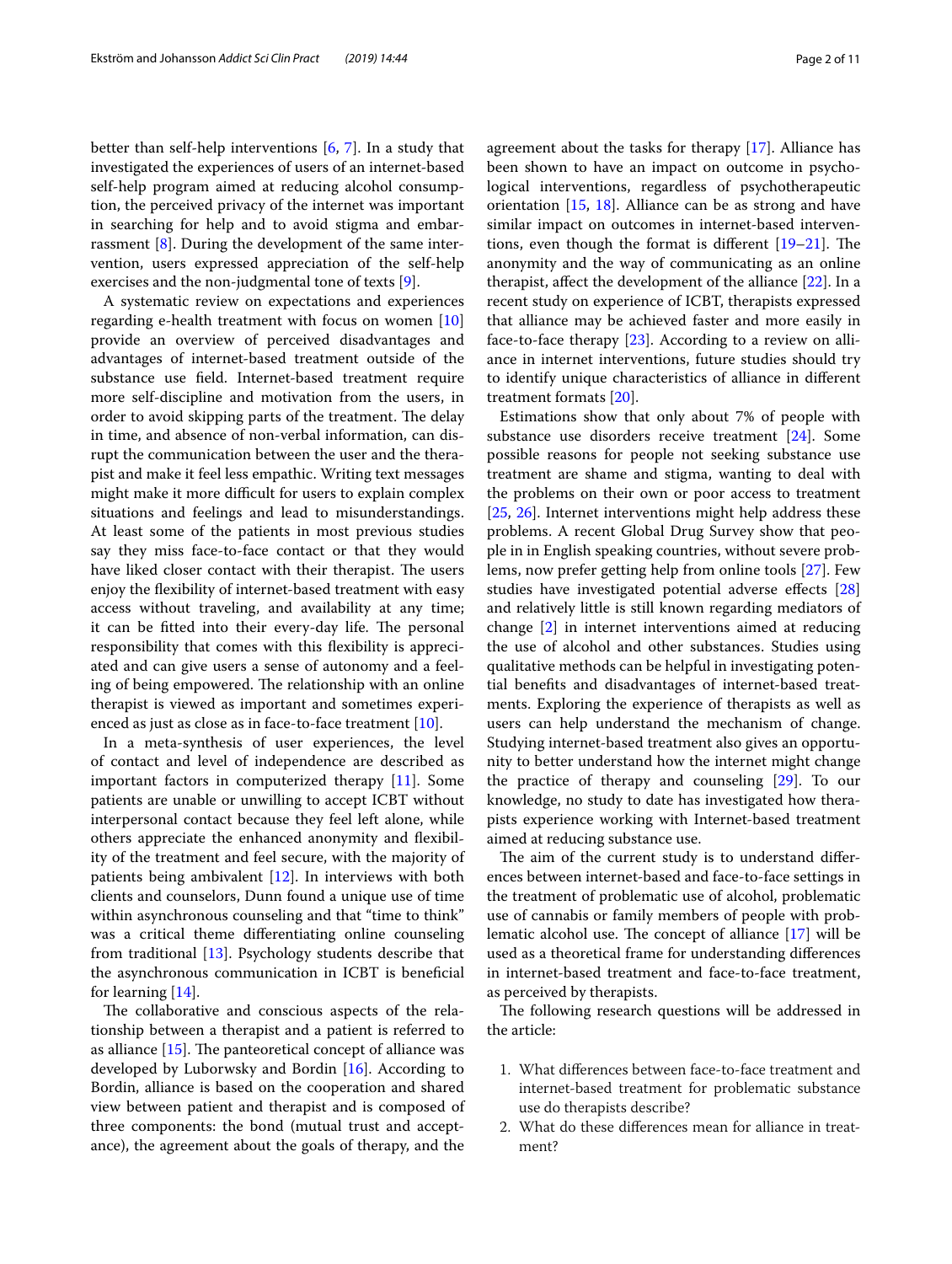better than self-help interventions [6, 7]. In a study that investigated the experiences of users of an internet-based self-help program aimed at reducing alcohol consumption, the perceived privacy of the internet was important in searching for help and to avoid stigma and embarrassment [8]. During the development of the same intervention, users expressed appreciation of the self-help exercises and the non-judgmental tone of texts [9].

A systematic review on expectations and experiences regarding e-health treatment with focus on women [10] provide an overview of perceived disadvantages and advantages of internet-based treatment outside of the substance use field. Internet-based treatment require more self-discipline and motivation from the users, in order to avoid skipping parts of the treatment. The delay in time, and absence of non-verbal information, can disrupt the communication between the user and the therapist and make it feel less empathic. Writing text messages might make it more difficult for users to explain complex situations and feelings and lead to misunderstandings. At least some of the patients in most previous studies say they miss face-to-face contact or that they would have liked closer contact with their therapist. The users enjoy the flexibility of internet-based treatment with easy access without traveling, and availability at any time; it can be fitted into their every-day life. The personal responsibility that comes with this flexibility is appreciated and can give users a sense of autonomy and a feeling of being empowered. The relationship with an online therapist is viewed as important and sometimes experienced as just as close as in face-to-face treatment [10].

In a meta-synthesis of user experiences, the level of contact and level of independence are described as important factors in computerized therapy [11]. Some patients are unable or unwilling to accept ICBT without interpersonal contact because they feel left alone, while others appreciate the enhanced anonymity and flexibility of the treatment and feel secure, with the majority of patients being ambivalent [12]. In interviews with both clients and counselors, Dunn found a unique use of time within asynchronous counseling and that "time to think" was a critical theme differentiating online counseling from traditional [13]. Psychology students describe that the asynchronous communication in ICBT is beneficial for learning [14].

The collaborative and conscious aspects of the relationship between a therapist and a patient is referred to as alliance [15]. The panteoretical concept of alliance was developed by Luborwsky and Bordin [16]. According to Bordin, alliance is based on the cooperation and shared view between patient and therapist and is composed of three components: the bond (mutual trust and acceptance), the agreement about the goals of therapy, and the agreement about the tasks for therapy [17]. Alliance has been shown to have an impact on outcome in psychological interventions, regardless of psychotherapeutic orientation [15, 18]. Alliance can be as strong and have similar impact on outcomes in internet-based interventions, even though the format is different [19–21]. The anonymity and the way of communicating as an online therapist, affect the development of the alliance [22]. In a recent study on experience of ICBT, therapists expressed that alliance may be achieved faster and more easily in face-to-face therapy [23]. According to a review on alliance in internet interventions, future studies should try to identify unique characteristics of alliance in different treatment formats [20].

Estimations show that only about 7% of people with substance use disorders receive treatment [24]. Some possible reasons for people not seeking substance use treatment are shame and stigma, wanting to deal with the problems on their own or poor access to treatment [25, 26]. Internet interventions might help address these problems. A recent Global Drug Survey show that people in in English speaking countries, without severe problems, now prefer getting help from online tools [27]. Few studies have investigated potential adverse effects [28] and relatively little is still known regarding mediators of change [2] in internet interventions aimed at reducing the use of alcohol and other substances. Studies using qualitative methods can be helpful in investigating potential benefits and disadvantages of internet-based treatments. Exploring the experience of therapists as well as users can help understand the mechanism of change. Studying internet-based treatment also gives an opportunity to better understand how the internet might change the practice of therapy and counseling [29]. To our knowledge, no study to date has investigated how therapists experience working with Internet-based treatment aimed at reducing substance use.

The aim of the current study is to understand differences between internet-based and face-to-face settings in the treatment of problematic use of alcohol, problematic use of cannabis or family members of people with problematic alcohol use. The concept of alliance [17] will be used as a theoretical frame for understanding differences in internet-based treatment and face-to-face treatment, as perceived by therapists.

The following research questions will be addressed in the article:

1. What differences between face-to-face treatment and internet-based treatment for problematic substance use do therapists describe?
2. What do these differences mean for alliance in treatment?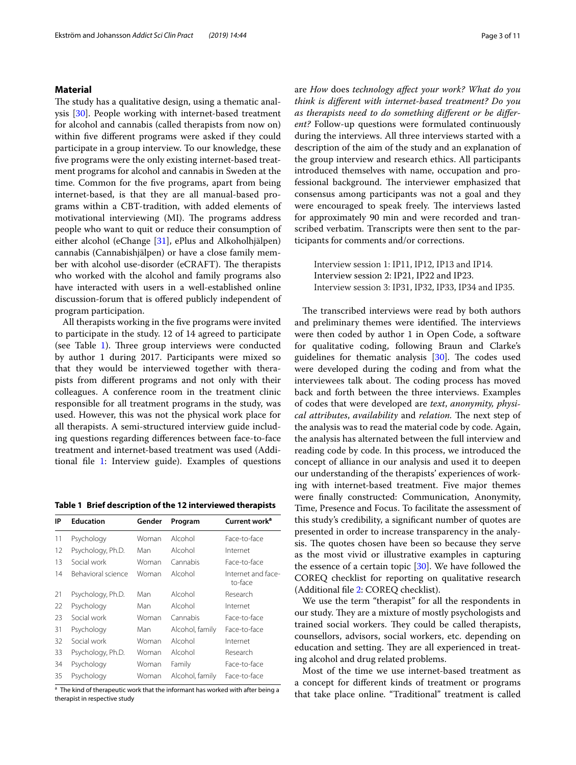## Material

The study has a qualitative design, using a thematic analysis [30]. People working with internet-based treatment for alcohol and cannabis (called therapists from now on) within five different programs were asked if they could participate in a group interview. To our knowledge, these five programs were the only existing internet-based treatment programs for alcohol and cannabis in Sweden at the time. Common for the five programs, apart from being internet-based, is that they are all manual-based programs within a CBT-tradition, with added elements of motivational interviewing (MI). The programs address people who want to quit or reduce their consumption of either alcohol (eChange [31], ePlus and Alkoholhjälpen) cannabis (Cannabishjälpen) or have a close family member with alcohol use-disorder (eCRAFT). The therapists who worked with the alcohol and family programs also have interacted with users in a well-established online discussion-forum that is offered publicly independent of program participation.

All therapists working in the five programs were invited to participate in the study. 12 of 14 agreed to participate (see Table 1). Three group interviews were conducted by author 1 during 2017. Participants were mixed so that they would be interviewed together with therapists from different programs and not only with their colleagues. A conference room in the treatment clinic responsible for all treatment programs in the study, was used. However, this was not the physical work place for all therapists. A semi-structured interview guide including questions regarding differences between face-to-face treatment and internet-based treatment was used (Additional file 1: Interview guide). Examples of questions

**Table 1 Brief description of the 12 interviewed therapists**

| IP | Education | Gender | Program | Current work[a] |
|---|---|---|---|---|
| 11 | Psychology | Woman | Alcohol | Face-to-face |
| 12 | Psychology, Ph.D. | Man | Alcohol | Internet |
| 13 | Social work | Woman | Cannabis | Face-to-face |
| 14 | Behavioral science | Woman | Alcohol | Internet and face-to-face |
| 21 | Psychology, Ph.D. | Man | Alcohol | Research |
| 22 | Psychology | Man | Alcohol | Internet |
| 23 | Social work | Woman | Cannabis | Face-to-face |
| 31 | Psychology | Man | Alcohol, family | Face-to-face |
| 32 | Social work | Woman | Alcohol | Internet |
| 33 | Psychology, Ph.D. | Woman | Alcohol | Research |
| 34 | Psychology | Woman | Family | Face-to-face |
| 35 | Psychology | Woman | Alcohol, family | Face-to-face |

[a] The kind of therapeutic work that the informant has worked with after being a therapist in respective study

are *How* does *technology affect your work? What do you think is different with internet-based treatment? Do you as therapists need to do something different or be different?* Follow-up questions were formulated continuously during the interviews. All three interviews started with a description of the aim of the study and an explanation of the group interview and research ethics. All participants introduced themselves with name, occupation and professional background. The interviewer emphasized that consensus among participants was not a goal and they were encouraged to speak freely. The interviews lasted for approximately 90 min and were recorded and transcribed verbatim. Transcripts were then sent to the participants for comments and/or corrections.

> Interview session 1: IP11, IP12, IP13 and IP14.
> Interview session 2: IP21, IP22 and IP23.
> Interview session 3: IP31, IP32, IP33, IP34 and IP35.

The transcribed interviews were read by both authors and preliminary themes were identified. The interviews were then coded by author 1 in Open Code, a software for qualitative coding, following Braun and Clarke's guidelines for thematic analysis [30]. The codes used were developed during the coding and from what the interviewees talk about. The coding process has moved back and forth between the three interviews. Examples of codes that were developed are *text*, *anonymity, physical attributes*, *availability* and *relation.* The next step of the analysis was to read the material code by code. Again, the analysis has alternated between the full interview and reading code by code. In this process, we introduced the concept of alliance in our analysis and used it to deepen our understanding of the therapists' experiences of working with internet-based treatment. Five major themes were finally constructed: Communication, Anonymity, Time, Presence and Focus. To facilitate the assessment of this study's credibility, a significant number of quotes are presented in order to increase transparency in the analysis. The quotes chosen have been so because they serve as the most vivid or illustrative examples in capturing the essence of a certain topic [30]. We have followed the COREQ checklist for reporting on qualitative research (Additional file 2: COREQ checklist).

We use the term "therapist" for all the respondents in our study. They are a mixture of mostly psychologists and trained social workers. They could be called therapists, counsellors, advisors, social workers, etc. depending on education and setting. They are all experienced in treating alcohol and drug related problems.

Most of the time we use internet-based treatment as a concept for different kinds of treatment or programs that take place online. "Traditional" treatment is called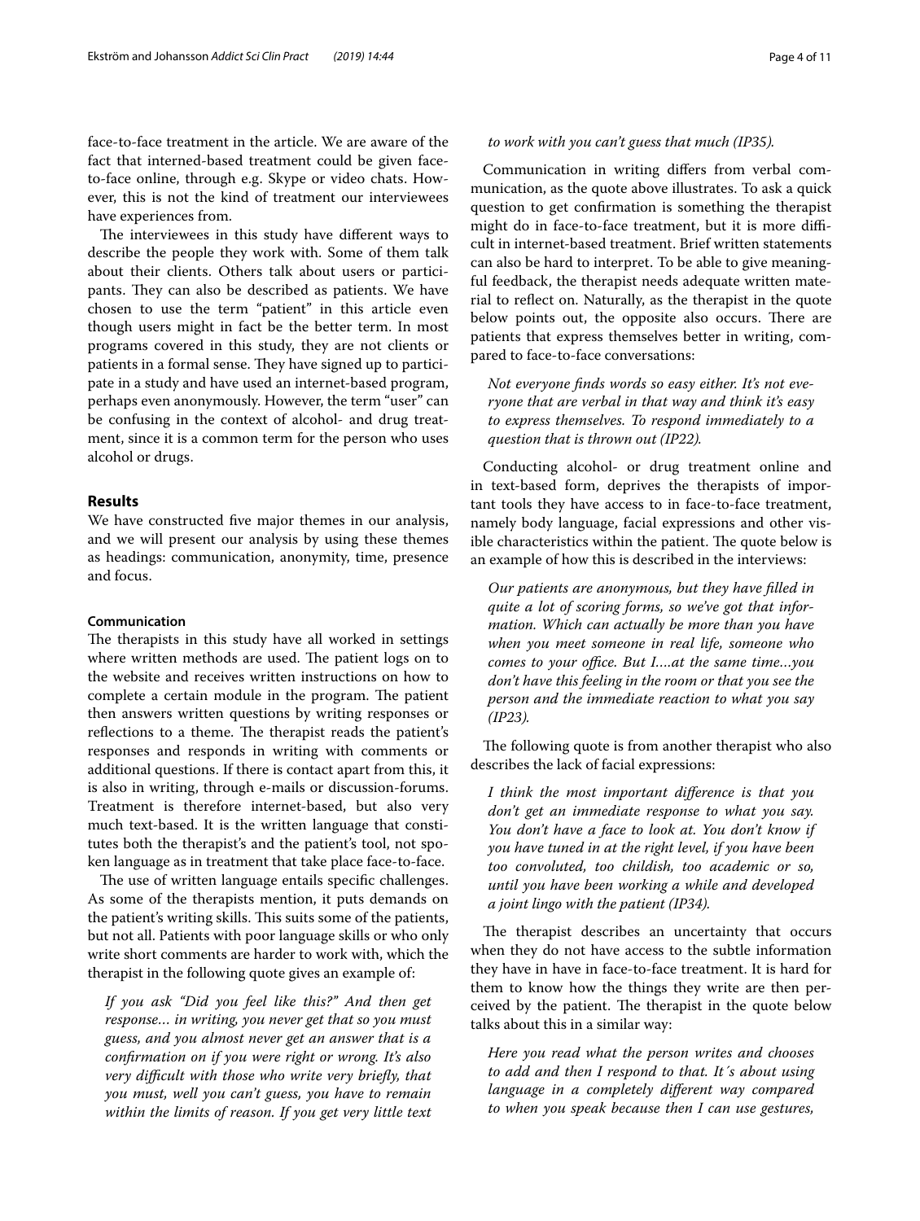face-to-face treatment in the article. We are aware of the fact that interned-based treatment could be given face-to-face online, through e.g. Skype or video chats. However, this is not the kind of treatment our interviewees have experiences from.

The interviewees in this study have different ways to describe the people they work with. Some of them talk about their clients. Others talk about users or participants. They can also be described as patients. We have chosen to use the term "patient" in this article even though users might in fact be the better term. In most programs covered in this study, they are not clients or patients in a formal sense. They have signed up to participate in a study and have used an internet-based program, perhaps even anonymously. However, the term "user" can be confusing in the context of alcohol- and drug treatment, since it is a common term for the person who uses alcohol or drugs.

## Results

We have constructed five major themes in our analysis, and we will present our analysis by using these themes as headings: communication, anonymity, time, presence and focus.

### Communication

The therapists in this study have all worked in settings where written methods are used. The patient logs on to the website and receives written instructions on how to complete a certain module in the program. The patient then answers written questions by writing responses or reflections to a theme. The therapist reads the patient's responses and responds in writing with comments or additional questions. If there is contact apart from this, it is also in writing, through e-mails or discussion-forums. Treatment is therefore internet-based, but also very much text-based. It is the written language that constitutes both the therapist's and the patient's tool, not spoken language as in treatment that take place face-to-face.

The use of written language entails specific challenges. As some of the therapists mention, it puts demands on the patient's writing skills. This suits some of the patients, but not all. Patients with poor language skills or who only write short comments are harder to work with, which the therapist in the following quote gives an example of:

> *If you ask "Did you feel like this?" And then get response… in writing, you never get that so you must guess, and you almost never get an answer that is a confirmation on if you were right or wrong. It's also very difficult with those who write very briefly, that you must, well you can't guess, you have to remain within the limits of reason. If you get very little text to work with you can't guess that much (IP35).*

Communication in writing differs from verbal communication, as the quote above illustrates. To ask a quick question to get confirmation is something the therapist might do in face-to-face treatment, but it is more difficult in internet-based treatment. Brief written statements can also be hard to interpret. To be able to give meaningful feedback, the therapist needs adequate written material to reflect on. Naturally, as the therapist in the quote below points out, the opposite also occurs. There are patients that express themselves better in writing, compared to face-to-face conversations:

> *Not everyone finds words so easy either. It's not everyone that are verbal in that way and think it's easy to express themselves. To respond immediately to a question that is thrown out (IP22).*

Conducting alcohol- or drug treatment online and in text-based form, deprives the therapists of important tools they have access to in face-to-face treatment, namely body language, facial expressions and other visible characteristics within the patient. The quote below is an example of how this is described in the interviews:

> *Our patients are anonymous, but they have filled in quite a lot of scoring forms, so we've got that information. Which can actually be more than you have when you meet someone in real life, someone who comes to your office. But I….at the same time…you don't have this feeling in the room or that you see the person and the immediate reaction to what you say (IP23).*

The following quote is from another therapist who also describes the lack of facial expressions:

> *I think the most important difference is that you don't get an immediate response to what you say. You don't have a face to look at. You don't know if you have tuned in at the right level, if you have been too convoluted, too childish, too academic or so, until you have been working a while and developed a joint lingo with the patient (IP34).*

The therapist describes an uncertainty that occurs when they do not have access to the subtle information they have in have in face-to-face treatment. It is hard for them to know how the things they write are then perceived by the patient. The therapist in the quote below talks about this in a similar way:

> *Here you read what the person writes and chooses to add and then I respond to that. It´s about using language in a completely different way compared to when you speak because then I can use gestures,*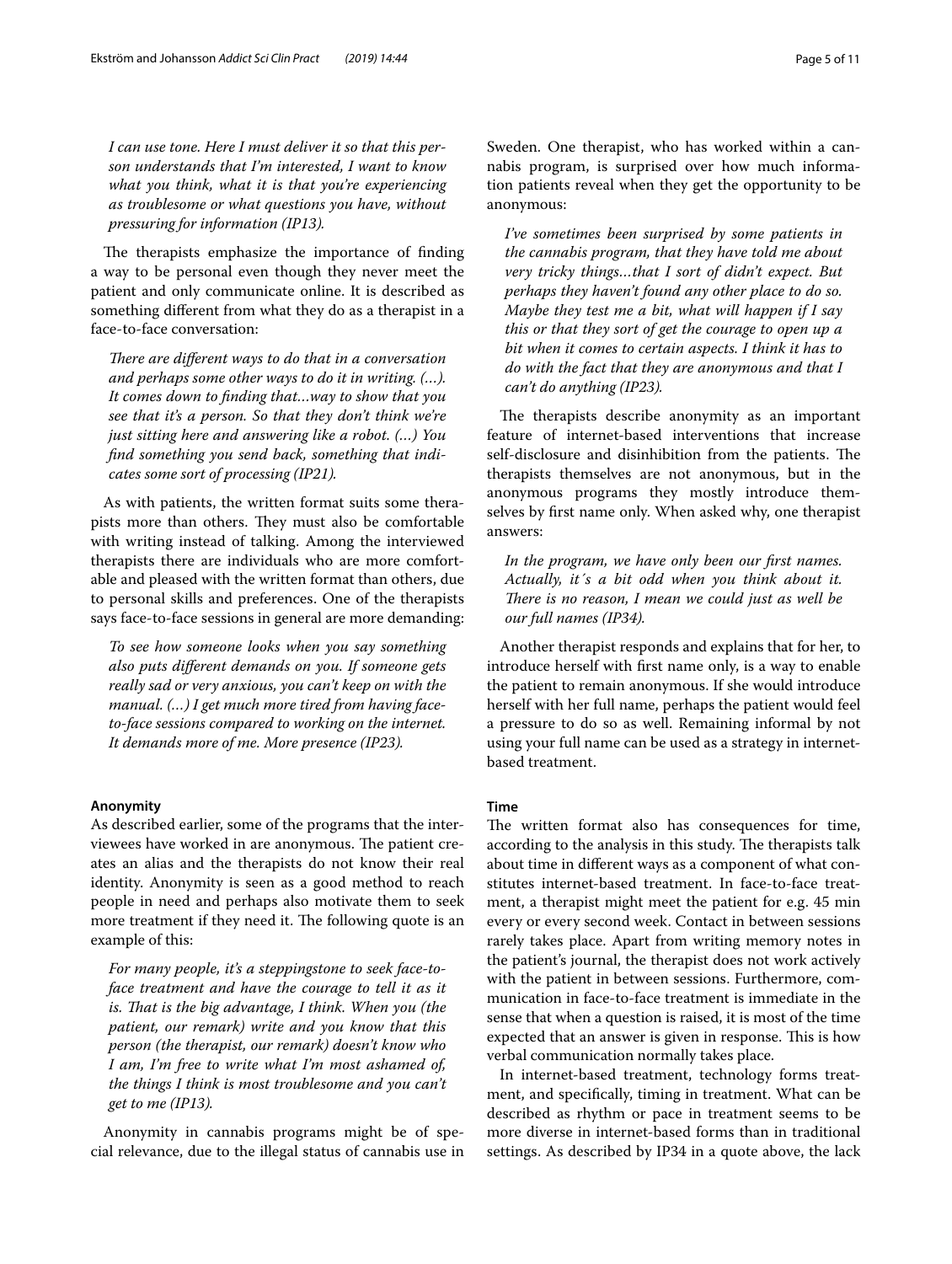*I can use tone. Here I must deliver it so that this person understands that I'm interested, I want to know what you think, what it is that you're experiencing as troublesome or what questions you have, without pressuring for information (IP13).*

The therapists emphasize the importance of finding a way to be personal even though they never meet the patient and only communicate online. It is described as something different from what they do as a therapist in a face-to-face conversation:

*There are different ways to do that in a conversation and perhaps some other ways to do it in writing. (…). It comes down to finding that…way to show that you see that it's a person. So that they don't think we're just sitting here and answering like a robot. (…) You find something you send back, something that indicates some sort of processing (IP21).*

As with patients, the written format suits some therapists more than others. They must also be comfortable with writing instead of talking. Among the interviewed therapists there are individuals who are more comfortable and pleased with the written format than others, due to personal skills and preferences. One of the therapists says face-to-face sessions in general are more demanding:

*To see how someone looks when you say something also puts different demands on you. If someone gets really sad or very anxious, you can't keep on with the manual. (…) I get much more tired from having face-to-face sessions compared to working on the internet. It demands more of me. More presence (IP23).*

#### Anonymity

As described earlier, some of the programs that the interviewees have worked in are anonymous. The patient creates an alias and the therapists do not know their real identity. Anonymity is seen as a good method to reach people in need and perhaps also motivate them to seek more treatment if they need it. The following quote is an example of this:

*For many people, it's a steppingstone to seek face-to-face treatment and have the courage to tell it as it is. That is the big advantage, I think. When you (the patient, our remark) write and you know that this person (the therapist, our remark) doesn't know who I am, I'm free to write what I'm most ashamed of, the things I think is most troublesome and you can't get to me (IP13).*

Anonymity in cannabis programs might be of special relevance, due to the illegal status of cannabis use in Sweden. One therapist, who has worked within a cannabis program, is surprised over how much information patients reveal when they get the opportunity to be anonymous:

*I've sometimes been surprised by some patients in the cannabis program, that they have told me about very tricky things…that I sort of didn't expect. But perhaps they haven't found any other place to do so. Maybe they test me a bit, what will happen if I say this or that they sort of get the courage to open up a bit when it comes to certain aspects. I think it has to do with the fact that they are anonymous and that I can't do anything (IP23).*

The therapists describe anonymity as an important feature of internet-based interventions that increase self-disclosure and disinhibition from the patients. The therapists themselves are not anonymous, but in the anonymous programs they mostly introduce themselves by first name only. When asked why, one therapist answers:

*In the program, we have only been our first names. Actually, it´s a bit odd when you think about it. There is no reason, I mean we could just as well be our full names (IP34).*

Another therapist responds and explains that for her, to introduce herself with first name only, is a way to enable the patient to remain anonymous. If she would introduce herself with her full name, perhaps the patient would feel a pressure to do so as well. Remaining informal by not using your full name can be used as a strategy in internet-based treatment.

#### Time

The written format also has consequences for time, according to the analysis in this study. The therapists talk about time in different ways as a component of what constitutes internet-based treatment. In face-to-face treatment, a therapist might meet the patient for e.g. 45 min every or every second week. Contact in between sessions rarely takes place. Apart from writing memory notes in the patient's journal, the therapist does not work actively with the patient in between sessions. Furthermore, communication in face-to-face treatment is immediate in the sense that when a question is raised, it is most of the time expected that an answer is given in response. This is how verbal communication normally takes place.

In internet-based treatment, technology forms treatment, and specifically, timing in treatment. What can be described as rhythm or pace in treatment seems to be more diverse in internet-based forms than in traditional settings. As described by IP34 in a quote above, the lack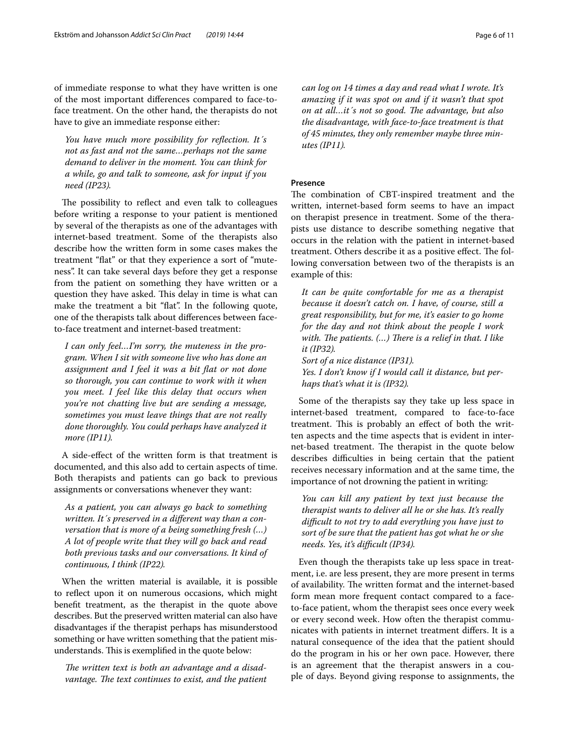of immediate response to what they have written is one of the most important differences compared to face-to-face treatment. On the other hand, the therapists do not have to give an immediate response either:

> *You have much more possibility for reflection. It´s not as fast and not the same…perhaps not the same demand to deliver in the moment. You can think for a while, go and talk to someone, ask for input if you need (IP23).*

The possibility to reflect and even talk to colleagues before writing a response to your patient is mentioned by several of the therapists as one of the advantages with internet-based treatment. Some of the therapists also describe how the written form in some cases makes the treatment "flat" or that they experience a sort of "muteness". It can take several days before they get a response from the patient on something they have written or a question they have asked. This delay in time is what can make the treatment a bit "flat". In the following quote, one of the therapists talk about differences between face-to-face treatment and internet-based treatment:

> *I can only feel…I'm sorry, the muteness in the program. When I sit with someone live who has done an assignment and I feel it was a bit flat or not done so thorough, you can continue to work with it when you meet. I feel like this delay that occurs when you're not chatting live but are sending a message, sometimes you must leave things that are not really done thoroughly. You could perhaps have analyzed it more (IP11).*

A side-effect of the written form is that treatment is documented, and this also add to certain aspects of time. Both therapists and patients can go back to previous assignments or conversations whenever they want:

> *As a patient, you can always go back to something written. It´s preserved in a different way than a conversation that is more of a being something fresh (…) A lot of people write that they will go back and read both previous tasks and our conversations. It kind of continuous, I think (IP22).*

When the written material is available, it is possible to reflect upon it on numerous occasions, which might benefit treatment, as the therapist in the quote above describes. But the preserved written material can also have disadvantages if the therapist perhaps has misunderstood something or have written something that the patient misunderstands. This is exemplified in the quote below:

> *The written text is both an advantage and a disadvantage. The text continues to exist, and the patient can log on 14 times a day and read what I wrote. It's amazing if it was spot on and if it wasn't that spot on at all…it´s not so good. The advantage, but also the disadvantage, with face-to-face treatment is that of 45 minutes, they only remember maybe three minutes (IP11).*

#### Presence

The combination of CBT-inspired treatment and the written, internet-based form seems to have an impact on therapist presence in treatment. Some of the therapists use distance to describe something negative that occurs in the relation with the patient in internet-based treatment. Others describe it as a positive effect. The following conversation between two of the therapists is an example of this:

> *It can be quite comfortable for me as a therapist because it doesn't catch on. I have, of course, still a great responsibility, but for me, it's easier to go home for the day and not think about the people I work with. The patients. (…) There is a relief in that. I like it (IP32).*
>
> *Sort of a nice distance (IP31).*
>
> *Yes. I don't know if I would call it distance, but perhaps that's what it is (IP32).*

Some of the therapists say they take up less space in internet-based treatment, compared to face-to-face treatment. This is probably an effect of both the written aspects and the time aspects that is evident in internet-based treatment. The therapist in the quote below describes difficulties in being certain that the patient receives necessary information and at the same time, the importance of not drowning the patient in writing:

> *You can kill any patient by text just because the therapist wants to deliver all he or she has. It's really difficult to not try to add everything you have just to sort of be sure that the patient has got what he or she needs. Yes, it's difficult (IP34).*

Even though the therapists take up less space in treatment, i.e. are less present, they are more present in terms of availability. The written format and the internet-based form mean more frequent contact compared to a face-to-face patient, whom the therapist sees once every week or every second week. How often the therapist communicates with patients in internet treatment differs. It is a natural consequence of the idea that the patient should do the program in his or her own pace. However, there is an agreement that the therapist answers in a couple of days. Beyond giving response to assignments, the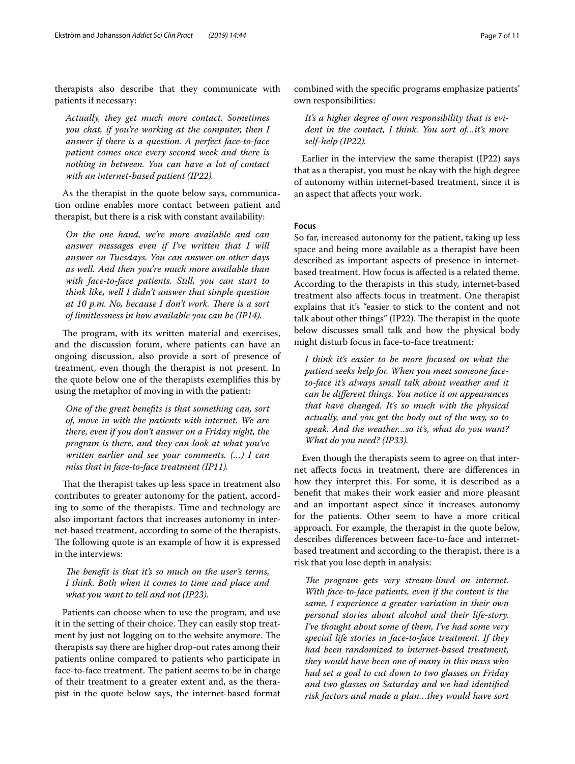therapists also describe that they communicate with patients if necessary:

> *Actually, they get much more contact. Sometimes you chat, if you're working at the computer, then I answer if there is a question. A perfect face-to-face patient comes once every second week and there is nothing in between. You can have a lot of contact with an internet-based patient (IP22).*

As the therapist in the quote below says, communication online enables more contact between patient and therapist, but there is a risk with constant availability:

> *On the one hand, we're more available and can answer messages even if I've written that I will answer on Tuesdays. You can answer on other days as well. And then you're much more available than with face-to-face patients. Still, you can start to think like, well I didn't answer that simple question at 10 p.m. No, because I don't work. There is a sort of limitlessness in how available you can be (IP14).*

The program, with its written material and exercises, and the discussion forum, where patients can have an ongoing discussion, also provide a sort of presence of treatment, even though the therapist is not present. In the quote below one of the therapists exemplifies this by using the metaphor of moving in with the patient:

> *One of the great benefits is that something can, sort of, move in with the patients with internet. We are there, even if you don't answer on a Friday night, the program is there, and they can look at what you've written earlier and see your comments. (…) I can miss that in face-to-face treatment (IP11).*

That the therapist takes up less space in treatment also contributes to greater autonomy for the patient, according to some of the therapists. Time and technology are also important factors that increases autonomy in internet-based treatment, according to some of the therapists. The following quote is an example of how it is expressed in the interviews:

> *The benefit is that it's so much on the user's terms, I think. Both when it comes to time and place and what you want to tell and not (IP23).*

Patients can choose when to use the program, and use it in the setting of their choice. They can easily stop treatment by just not logging on to the website anymore. The therapists say there are higher drop-out rates among their patients online compared to patients who participate in face-to-face treatment. The patient seems to be in charge of their treatment to a greater extent and, as the therapist in the quote below says, the internet-based format combined with the specific programs emphasize patients' own responsibilities:

> *It's a higher degree of own responsibility that is evident in the contact, I think. You sort of…it's more self-help (IP22).*

Earlier in the interview the same therapist (IP22) says that as a therapist, you must be okay with the high degree of autonomy within internet-based treatment, since it is an aspect that affects your work.

#### Focus

So far, increased autonomy for the patient, taking up less space and being more available as a therapist have been described as important aspects of presence in internet-based treatment. How focus is affected is a related theme. According to the therapists in this study, internet-based treatment also affects focus in treatment. One therapist explains that it's "easier to stick to the content and not talk about other things" (IP22). The therapist in the quote below discusses small talk and how the physical body might disturb focus in face-to-face treatment:

> *I think it's easier to be more focused on what the patient seeks help for. When you meet someone face-to-face it's always small talk about weather and it can be different things. You notice it on appearances that have changed. It's so much with the physical actually, and you get the body out of the way, so to speak. And the weather…so it's, what do you want? What do you need? (IP33).*

Even though the therapists seem to agree on that internet affects focus in treatment, there are differences in how they interpret this. For some, it is described as a benefit that makes their work easier and more pleasant and an important aspect since it increases autonomy for the patients. Other seem to have a more critical approach. For example, the therapist in the quote below, describes differences between face-to-face and internet-based treatment and according to the therapist, there is a risk that you lose depth in analysis:

> *The program gets very stream-lined on internet. With face-to-face patients, even if the content is the same, I experience a greater variation in their own personal stories about alcohol and their life-story. I've thought about some of them, I've had some very special life stories in face-to-face treatment. If they had been randomized to internet-based treatment, they would have been one of many in this mass who had set a goal to cut down to two glasses on Friday and two glasses on Saturday and we had identified risk factors and made a plan…they would have sort*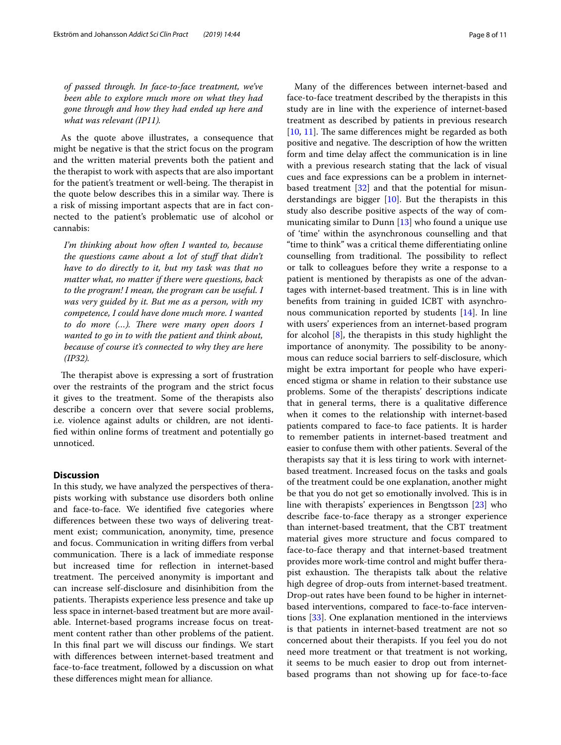*of passed through. In face-to-face treatment, we've been able to explore much more on what they had gone through and how they had ended up here and what was relevant (IP11).*

As the quote above illustrates, a consequence that might be negative is that the strict focus on the program and the written material prevents both the patient and the therapist to work with aspects that are also important for the patient's treatment or well-being. The therapist in the quote below describes this in a similar way. There is a risk of missing important aspects that are in fact connected to the patient's problematic use of alcohol or cannabis:

*I'm thinking about how often I wanted to, because the questions came about a lot of stuff that didn't have to do directly to it, but my task was that no matter what, no matter if there were questions, back to the program! I mean, the program can be useful. I was very guided by it. But me as a person, with my competence, I could have done much more. I wanted to do more (…). There were many open doors I wanted to go in to with the patient and think about, because of course it's connected to why they are here (IP32).*

The therapist above is expressing a sort of frustration over the restraints of the program and the strict focus it gives to the treatment. Some of the therapists also describe a concern over that severe social problems, i.e. violence against adults or children, are not identified within online forms of treatment and potentially go unnoticed.

## Discussion

In this study, we have analyzed the perspectives of therapists working with substance use disorders both online and face-to-face. We identified five categories where differences between these two ways of delivering treatment exist; communication, anonymity, time, presence and focus. Communication in writing differs from verbal communication. There is a lack of immediate response but increased time for reflection in internet-based treatment. The perceived anonymity is important and can increase self-disclosure and disinhibition from the patients. Therapists experience less presence and take up less space in internet-based treatment but are more available. Internet-based programs increase focus on treatment content rather than other problems of the patient. In this final part we will discuss our findings. We start with differences between internet-based treatment and face-to-face treatment, followed by a discussion on what these differences might mean for alliance.

Many of the differences between internet-based and face-to-face treatment described by the therapists in this study are in line with the experience of internet-based treatment as described by patients in previous research [10, 11]. The same differences might be regarded as both positive and negative. The description of how the written form and time delay affect the communication is in line with a previous research stating that the lack of visual cues and face expressions can be a problem in internet-based treatment [32] and that the potential for misunderstandings are bigger [10]. But the therapists in this study also describe positive aspects of the way of communicating similar to Dunn [13] who found a unique use of 'time' within the asynchronous counselling and that "time to think" was a critical theme differentiating online counselling from traditional. The possibility to reflect or talk to colleagues before they write a response to a patient is mentioned by therapists as one of the advantages with internet-based treatment. This is in line with benefits from training in guided ICBT with asynchronous communication reported by students [14]. In line with users' experiences from an internet-based program for alcohol [8], the therapists in this study highlight the importance of anonymity. The possibility to be anonymous can reduce social barriers to self-disclosure, which might be extra important for people who have experienced stigma or shame in relation to their substance use problems. Some of the therapists' descriptions indicate that in general terms, there is a qualitative difference when it comes to the relationship with internet-based patients compared to face-to face patients. It is harder to remember patients in internet-based treatment and easier to confuse them with other patients. Several of the therapists say that it is less tiring to work with internet-based treatment. Increased focus on the tasks and goals of the treatment could be one explanation, another might be that you do not get so emotionally involved. This is in line with therapists' experiences in Bengtsson [23] who describe face-to-face therapy as a stronger experience than internet-based treatment, that the CBT treatment material gives more structure and focus compared to face-to-face therapy and that internet-based treatment provides more work-time control and might buffer therapist exhaustion. The therapists talk about the relative high degree of drop-outs from internet-based treatment. Drop-out rates have been found to be higher in internet-based interventions, compared to face-to-face interventions [33]. One explanation mentioned in the interviews is that patients in internet-based treatment are not so concerned about their therapists. If you feel you do not need more treatment or that treatment is not working, it seems to be much easier to drop out from internet-based programs than not showing up for face-to-face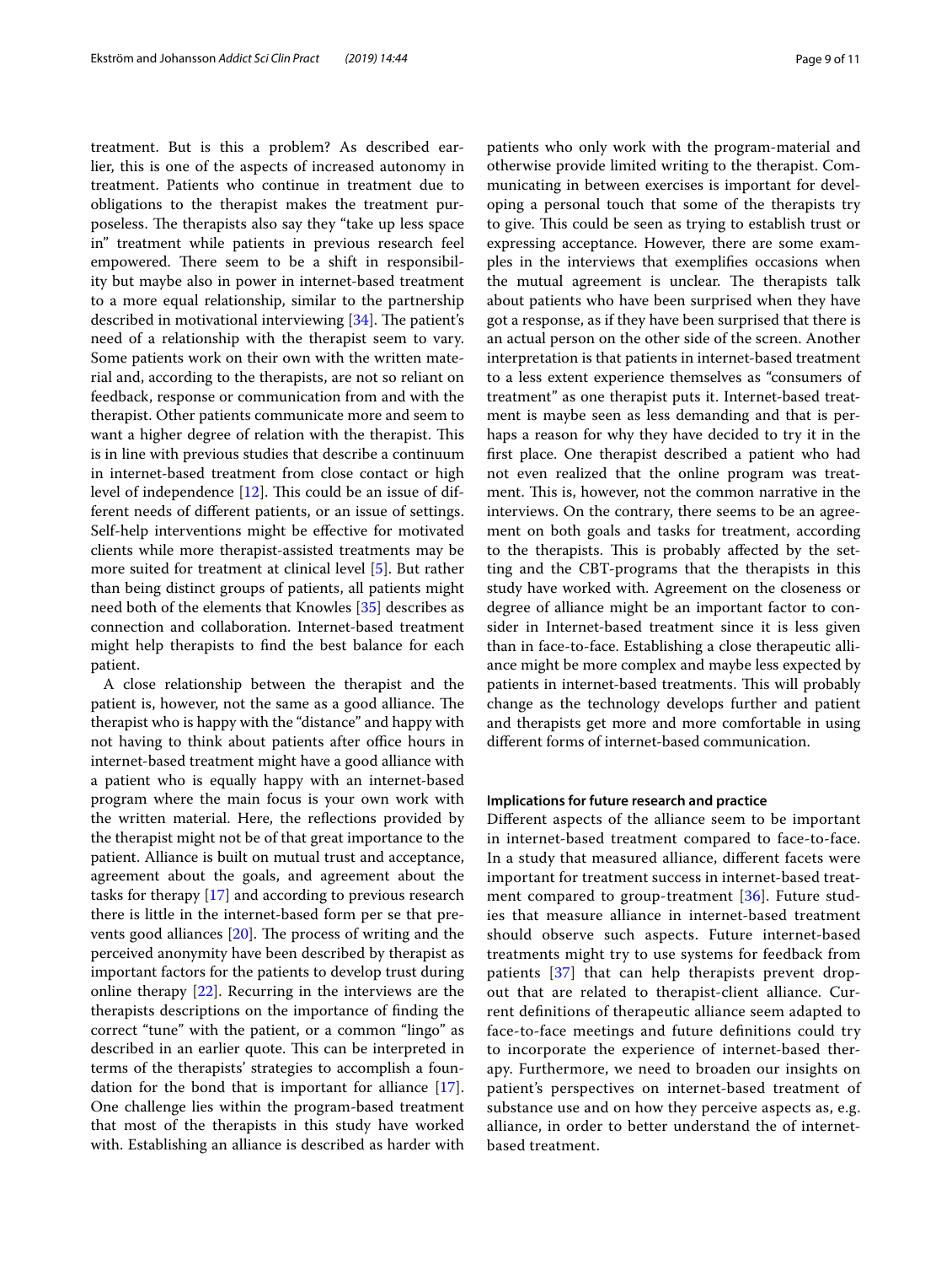treatment. But is this a problem? As described earlier, this is one of the aspects of increased autonomy in treatment. Patients who continue in treatment due to obligations to the therapist makes the treatment purposeless. The therapists also say they "take up less space in" treatment while patients in previous research feel empowered. There seem to be a shift in responsibility but maybe also in power in internet-based treatment to a more equal relationship, similar to the partnership described in motivational interviewing [34]. The patient's need of a relationship with the therapist seem to vary. Some patients work on their own with the written material and, according to the therapists, are not so reliant on feedback, response or communication from and with the therapist. Other patients communicate more and seem to want a higher degree of relation with the therapist. This is in line with previous studies that describe a continuum in internet-based treatment from close contact or high level of independence [12]. This could be an issue of different needs of different patients, or an issue of settings. Self-help interventions might be effective for motivated clients while more therapist-assisted treatments may be more suited for treatment at clinical level [5]. But rather than being distinct groups of patients, all patients might need both of the elements that Knowles [35] describes as connection and collaboration. Internet-based treatment might help therapists to find the best balance for each patient.

A close relationship between the therapist and the patient is, however, not the same as a good alliance. The therapist who is happy with the "distance" and happy with not having to think about patients after office hours in internet-based treatment might have a good alliance with a patient who is equally happy with an internet-based program where the main focus is your own work with the written material. Here, the reflections provided by the therapist might not be of that great importance to the patient. Alliance is built on mutual trust and acceptance, agreement about the goals, and agreement about the tasks for therapy [17] and according to previous research there is little in the internet-based form per se that prevents good alliances [20]. The process of writing and the perceived anonymity have been described by therapist as important factors for the patients to develop trust during online therapy [22]. Recurring in the interviews are the therapists descriptions on the importance of finding the correct "tune" with the patient, or a common "lingo" as described in an earlier quote. This can be interpreted in terms of the therapists' strategies to accomplish a foundation for the bond that is important for alliance [17]. One challenge lies within the program-based treatment that most of the therapists in this study have worked with. Establishing an alliance is described as harder with patients who only work with the program-material and otherwise provide limited writing to the therapist. Communicating in between exercises is important for developing a personal touch that some of the therapists try to give. This could be seen as trying to establish trust or expressing acceptance. However, there are some examples in the interviews that exemplifies occasions when the mutual agreement is unclear. The therapists talk about patients who have been surprised when they have got a response, as if they have been surprised that there is an actual person on the other side of the screen. Another interpretation is that patients in internet-based treatment to a less extent experience themselves as "consumers of treatment" as one therapist puts it. Internet-based treatment is maybe seen as less demanding and that is perhaps a reason for why they have decided to try it in the first place. One therapist described a patient who had not even realized that the online program was treatment. This is, however, not the common narrative in the interviews. On the contrary, there seems to be an agreement on both goals and tasks for treatment, according to the therapists. This is probably affected by the setting and the CBT-programs that the therapists in this study have worked with. Agreement on the closeness or degree of alliance might be an important factor to consider in Internet-based treatment since it is less given than in face-to-face. Establishing a close therapeutic alliance might be more complex and maybe less expected by patients in internet-based treatments. This will probably change as the technology develops further and patient and therapists get more and more comfortable in using different forms of internet-based communication.

### Implications for future research and practice

Different aspects of the alliance seem to be important in internet-based treatment compared to face-to-face. In a study that measured alliance, different facets were important for treatment success in internet-based treatment compared to group-treatment [36]. Future studies that measure alliance in internet-based treatment should observe such aspects. Future internet-based treatments might try to use systems for feedback from patients [37] that can help therapists prevent drop-out that are related to therapist-client alliance. Current definitions of therapeutic alliance seem adapted to face-to-face meetings and future definitions could try to incorporate the experience of internet-based therapy. Furthermore, we need to broaden our insights on patient's perspectives on internet-based treatment of substance use and on how they perceive aspects as, e.g. alliance, in order to better understand the of internet-based treatment.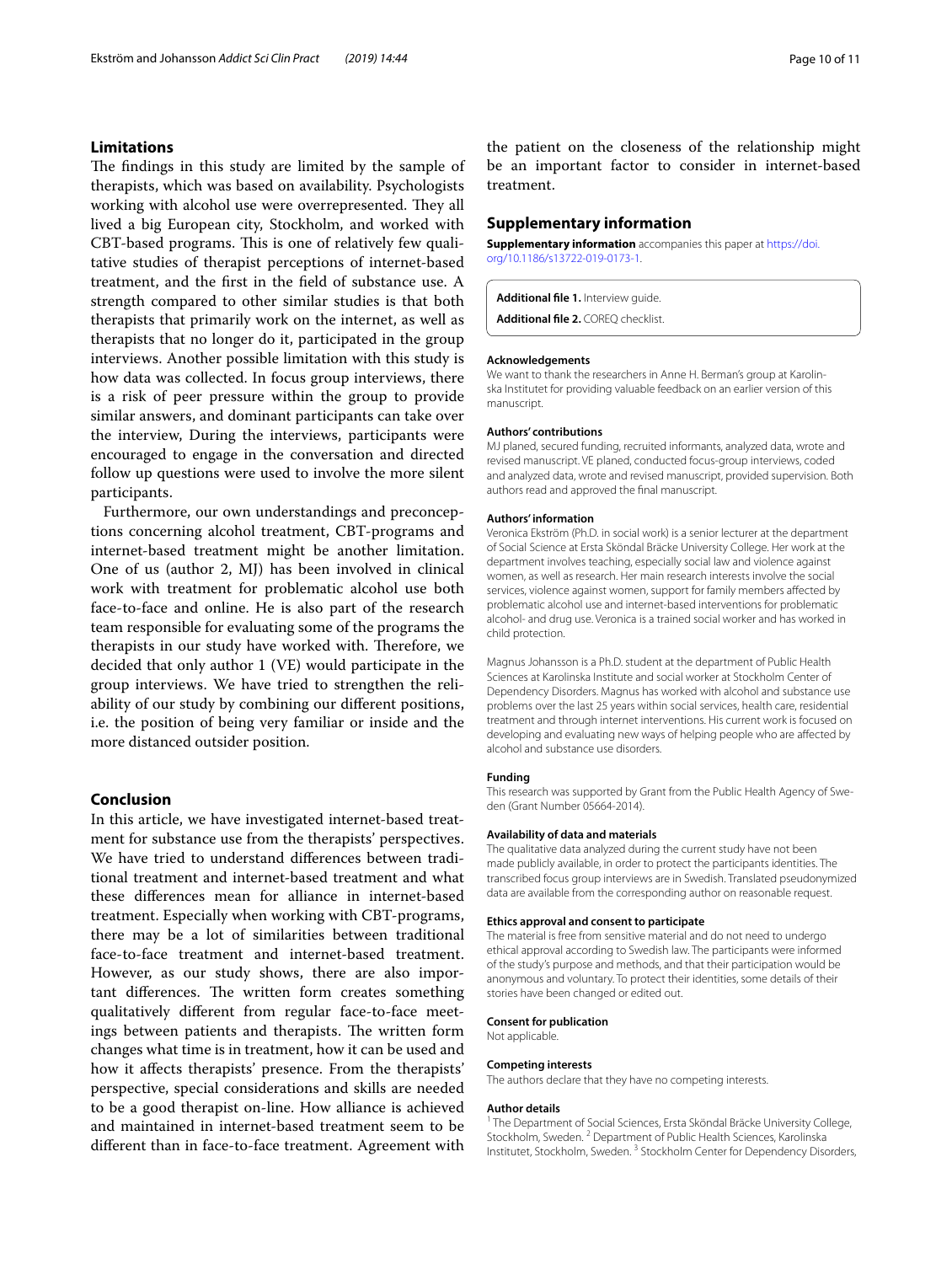## Limitations

The findings in this study are limited by the sample of therapists, which was based on availability. Psychologists working with alcohol use were overrepresented. They all lived a big European city, Stockholm, and worked with CBT-based programs. This is one of relatively few qualitative studies of therapist perceptions of internet-based treatment, and the first in the field of substance use. A strength compared to other similar studies is that both therapists that primarily work on the internet, as well as therapists that no longer do it, participated in the group interviews. Another possible limitation with this study is how data was collected. In focus group interviews, there is a risk of peer pressure within the group to provide similar answers, and dominant participants can take over the interview, During the interviews, participants were encouraged to engage in the conversation and directed follow up questions were used to involve the more silent participants.

Furthermore, our own understandings and preconceptions concerning alcohol treatment, CBT-programs and internet-based treatment might be another limitation. One of us (author 2, MJ) has been involved in clinical work with treatment for problematic alcohol use both face-to-face and online. He is also part of the research team responsible for evaluating some of the programs the therapists in our study have worked with. Therefore, we decided that only author 1 (VE) would participate in the group interviews. We have tried to strengthen the reliability of our study by combining our different positions, i.e. the position of being very familiar or inside and the more distanced outsider position.

## Conclusion

In this article, we have investigated internet-based treatment for substance use from the therapists' perspectives. We have tried to understand differences between traditional treatment and internet-based treatment and what these differences mean for alliance in internet-based treatment. Especially when working with CBT-programs, there may be a lot of similarities between traditional face-to-face treatment and internet-based treatment. However, as our study shows, there are also important differences. The written form creates something qualitatively different from regular face-to-face meetings between patients and therapists. The written form changes what time is in treatment, how it can be used and how it affects therapists' presence. From the therapists' perspective, special considerations and skills are needed to be a good therapist on-line. How alliance is achieved and maintained in internet-based treatment seem to be different than in face-to-face treatment. Agreement with the patient on the closeness of the relationship might be an important factor to consider in internet-based treatment.

## Supplementary information

**Supplementary information** accompanies this paper at https://doi.org/10.1186/s13722-019-0173-1.

**Additional file 1.** Interview guide.

**Additional file 2.** COREQ checklist.

#### Acknowledgements

We want to thank the researchers in Anne H. Berman's group at Karolinska Institutet for providing valuable feedback on an earlier version of this manuscript.

#### Authors' contributions

MJ planed, secured funding, recruited informants, analyzed data, wrote and revised manuscript. VE planed, conducted focus-group interviews, coded and analyzed data, wrote and revised manuscript, provided supervision. Both authors read and approved the final manuscript.

#### Authors' information

Veronica Ekström (Ph.D. in social work) is a senior lecturer at the department of Social Science at Ersta Sköndal Bräcke University College. Her work at the department involves teaching, especially social law and violence against women, as well as research. Her main research interests involve the social services, violence against women, support for family members affected by problematic alcohol use and internet-based interventions for problematic alcohol- and drug use. Veronica is a trained social worker and has worked in child protection.

Magnus Johansson is a Ph.D. student at the department of Public Health Sciences at Karolinska Institute and social worker at Stockholm Center of Dependency Disorders. Magnus has worked with alcohol and substance use problems over the last 25 years within social services, health care, residential treatment and through internet interventions. His current work is focused on developing and evaluating new ways of helping people who are affected by alcohol and substance use disorders.

#### Funding

This research was supported by Grant from the Public Health Agency of Sweden (Grant Number 05664-2014).

#### Availability of data and materials

The qualitative data analyzed during the current study have not been made publicly available, in order to protect the participants identities. The transcribed focus group interviews are in Swedish. Translated pseudonymized data are available from the corresponding author on reasonable request.

#### Ethics approval and consent to participate

The material is free from sensitive material and do not need to undergo ethical approval according to Swedish law. The participants were informed of the study's purpose and methods, and that their participation would be anonymous and voluntary. To protect their identities, some details of their stories have been changed or edited out.

#### Consent for publication

Not applicable.

#### Competing interests

The authors declare that they have no competing interests.

#### Author details

[1] The Department of Social Sciences, Ersta Sköndal Bräcke University College, Stockholm, Sweden. [2] Department of Public Health Sciences, Karolinska Institutet, Stockholm, Sweden. [3] Stockholm Center for Dependency Disorders,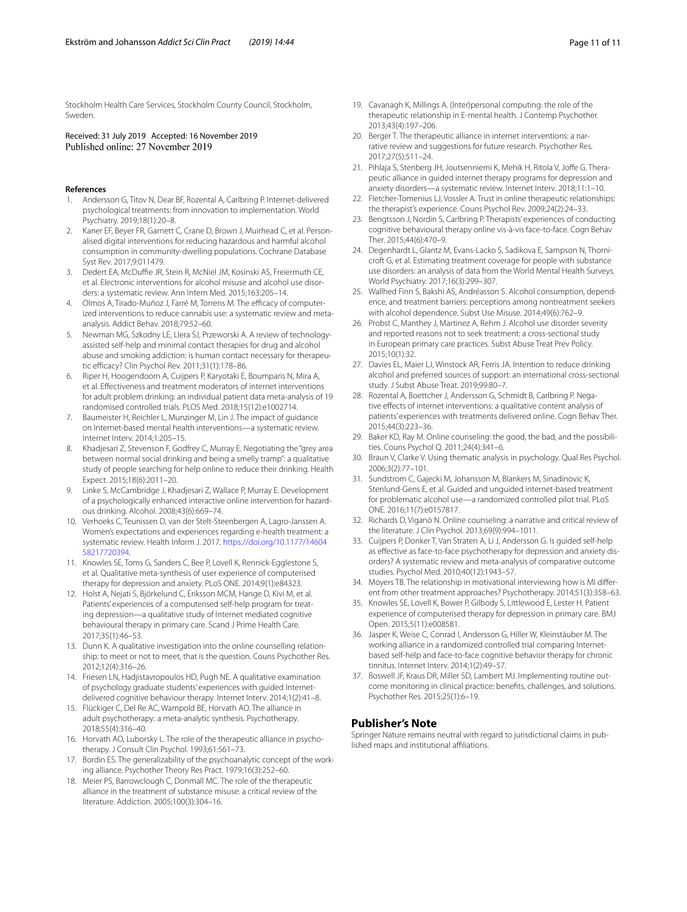Stockholm Health Care Services, Stockholm County Council, Stockholm, Sweden.

Received: 31 July 2019 Accepted: 16 November 2019
Published online: 27 November 2019

**References**

1. Andersson G, Titov N, Dear BF, Rozental A, Carlbring P. Internet-delivered psychological treatments: from innovation to implementation. World Psychiatry. 2019;18(1):20–8.
2. Kaner EF, Beyer FR, Garnett C, Crane D, Brown J, Muirhead C, et al. Personalised digital interventions for reducing hazardous and harmful alcohol consumption in community-dwelling populations. Cochrane Database Syst Rev. 2017;9:011479.
3. Dedert EA, McDuffie JR, Stein R, McNiel JM, Kosinski AS, Freiermuth CE, et al. Electronic interventions for alcohol misuse and alcohol use disorders: a systematic review. Ann Intern Med. 2015;163:205–14.
4. Olmos A, Tirado-Muñoz J, Farré M, Torrens M. The efficacy of computerized interventions to reduce cannabis use: a systematic review and meta-analysis. Addict Behav. 2018;79:52–60.
5. Newman MG, Szkodny LE, Llera SJ, Przeworski A. A review of technology-assisted self-help and minimal contact therapies for drug and alcohol abuse and smoking addiction: is human contact necessary for therapeutic efficacy? Clin Psychol Rev. 2011;31(1):178–86.
6. Riper H, Hoogendoorn A, Cuijpers P, Karyotaki E, Boumparis N, Mira A, et al. Effectiveness and treatment moderators of internet interventions for adult problem drinking: an individual patient data meta-analysis of 19 randomised controlled trials. PLOS Med. 2018;15(12):e1002714.
7. Baumeister H, Reichler L, Munzinger M, Lin J. The impact of guidance on Internet-based mental health interventions—a systematic review. Internet Interv. 2014;1:205–15.
8. Khadjesari Z, Stevenson F, Godfrey C, Murray E. Negotiating the "grey area between normal social drinking and being a smelly tramp": a qualitative study of people searching for help online to reduce their drinking. Health Expect. 2015;18(6):2011–20.
9. Linke S, McCambridge J, Khadjesari Z, Wallace P, Murray E. Development of a psychologically enhanced interactive online intervention for hazardous drinking. Alcohol. 2008;43(6):669–74.
10. Verhoeks C, Teunissen D, van der Stelt-Steenbergen A, Lagro-Janssen A. Women's expectations and experiences regarding e-health treatment: a systematic review. Health Inform J. 2017. https://doi.org/10.1177/1460458217720394.
11. Knowles SE, Toms G, Sanders C, Bee P, Lovell K, Rennick-Egglestone S, et al. Qualitative meta-synthesis of user experience of computerised therapy for depression and anxiety. PLoS ONE. 2014;9(1):e84323.
12. Holst A, Nejati S, Björkelund C, Eriksson MCM, Hange D, Kivi M, et al. Patients' experiences of a computerised self-help program for treating depression—a qualitative study of Internet mediated cognitive behavioural therapy in primary care. Scand J Prime Health Care. 2017;35(1):46–53.
13. Dunn K. A qualitative investigation into the online counselling relationship: to meet or not to meet, that is the question. Couns Psychother Res. 2012;12(4):316–26.
14. Friesen LN, Hadjistavropoulos HD, Pugh NE. A qualitative examination of psychology graduate students' experiences with guided Internet-delivered cognitive behaviour therapy. Internet Interv. 2014;1(2):41–8.
15. Flückiger C, Del Re AC, Wampold BE, Horvath AO. The alliance in adult psychotherapy: a meta-analytic synthesis. Psychotherapy. 2018;55(4):316–40.
16. Horvath AO, Luborsky L. The role of the therapeutic alliance in psychotherapy. J Consult Clin Psychol. 1993;61:561–73.
17. Bordin ES. The generalizability of the psychoanalytic concept of the working alliance. Psychother Theory Res Pract. 1979;16(3):252–60.
18. Meier PS, Barrowclough C, Donmall MC. The role of the therapeutic alliance in the treatment of substance misuse: a critical review of the literature. Addiction. 2005;100(3):304–16.
19. Cavanagh K, Millings A. (Inter)personal computing: the role of the therapeutic relationship in E-mental health. J Contemp Psychother. 2013;43(4):197–206.
20. Berger T. The therapeutic alliance in internet interventions: a narrative review and suggestions for future research. Psychother Res. 2017;27(5):511–24.
21. Pihlaja S, Stenberg JH, Joutsenniemi K, Mehik H, Ritola V, Joffe G. Therapeutic alliance in guided internet therapy programs for depression and anxiety disorders—a systematic review. Internet Interv. 2018;11:1–10.
22. Fletcher-Tomenius LJ, Vossler A. Trust in online therapeutic relationships: the therapist's experience. Couns Psychol Rev. 2009;24(2):24–33.
23. Bengtsson J, Nordin S, Carlbring P. Therapists' experiences of conducting cognitive behavioural therapy online vis-à-vis face-to-face. Cogn Behav Ther. 2015;44(6):470–9.
24. Degenhardt L, Glantz M, Evans-Lacko S, Sadikova E, Sampson N, Thornicroft G, et al. Estimating treatment coverage for people with substance use disorders: an analysis of data from the World Mental Health Surveys. World Psychiatry. 2017;16(3):299–307.
25. Wallhed Finn S, Bakshi AS, Andréasson S. Alcohol consumption, dependence, and treatment barriers: perceptions among nontreatment seekers with alcohol dependence. Subst Use Misuse. 2014;49(6):762–9.
26. Probst C, Manthey J, Martinez A, Rehm J. Alcohol use disorder severity and reported reasons not to seek treatment: a cross-sectional study in European primary care practices. Subst Abuse Treat Prev Policy. 2015;10(1):32.
27. Davies EL, Maier LJ, Winstock AR, Ferris JA. Intention to reduce drinking alcohol and preferred sources of support: an international cross-sectional study. J Subst Abuse Treat. 2019;99:80–7.
28. Rozental A, Boettcher J, Andersson G, Schmidt B, Carlbring P. Negative effects of internet interventions: a qualitative content analysis of patients' experiences with treatments delivered online. Cogn Behav Ther. 2015;44(3):223–36.
29. Baker KD, Ray M. Online counseling: the good, the bad, and the possibilities. Couns Psychol Q. 2011;24(4):341–6.
30. Braun V, Clarke V. Using thematic analysis in psychology. Qual Res Psychol. 2006;3(2):77–101.
31. Sundstrom C, Gajecki M, Johansson M, Blankers M, Sinadinovic K, Stenlund-Gens E, et al. Guided and unguided internet-based treatment for problematic alcohol use—a randomized controlled pilot trial. PLoS ONE. 2016;11(7):e0157817.
32. Richards D, Viganó N. Online counseling: a narrative and critical review of the literature. J Clin Psychol. 2013;69(9):994–1011.
33. Cuijpers P, Donker T, Van Straten A, Li J, Andersson G. Is guided self-help as effective as face-to-face psychotherapy for depression and anxiety disorders? A systematic review and meta-analysis of comparative outcome studies. Psychol Med. 2010;40(12):1943–57.
34. Moyers TB. The relationship in motivational interviewing how is MI different from other treatment approaches? Psychotherapy. 2014;51(3):358–63.
35. Knowles SE, Lovell K, Bower P, Gilbody S, Littlewood E, Lester H. Patient experience of computerised therapy for depression in primary care. BMJ Open. 2015;5(11):e008581.
36. Jasper K, Weise C, Conrad I, Andersson G, Hiller W, Kleinstäuber M. The working alliance in a randomized controlled trial comparing Internet-based self-help and face-to-face cognitive behavior therapy for chronic tinnitus. Internet Interv. 2014;1(2):49–57.
37. Boswell JF, Kraus DR, Miller SD, Lambert MJ. Implementing routine outcome monitoring in clinical practice: benefits, challenges, and solutions. Psychother Res. 2015;25(1):6–19.

## Publisher's Note

Springer Nature remains neutral with regard to jurisdictional claims in published maps and institutional affiliations.